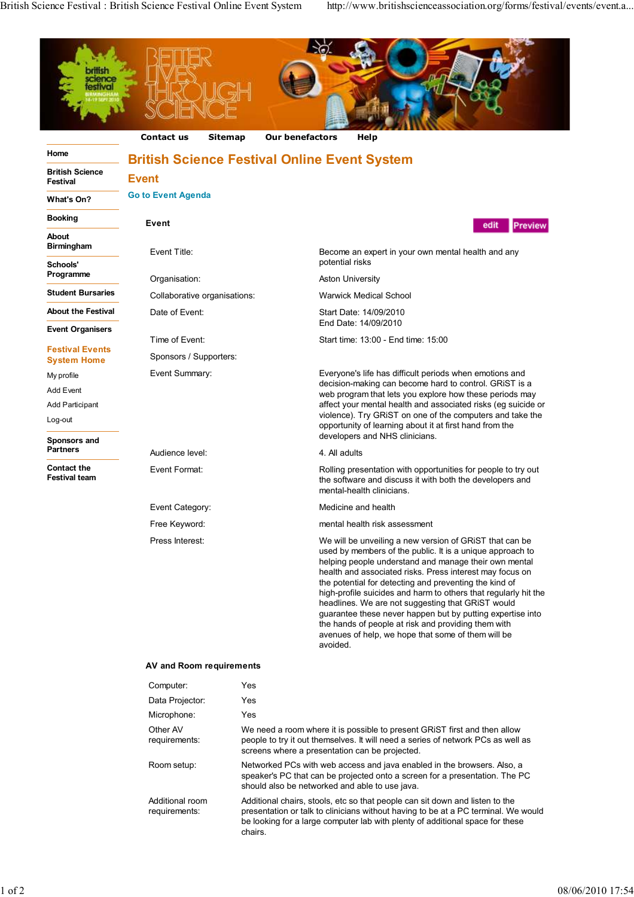Contact us | Sitemap | Our benefactors | Help

- Home
- British Science Festival
- What's On?
- Booking
- About Birmingham
- Schools' Programme
- Student Bursaries
- About the Festival
- Event Organisers

**Festival Events System Home**

- My profile
- Add Event
- Add Participant
- Log-out

- Sponsors and Partners
- Contact the Festival team

# British Science Festival Online Event System

## Event

Go to Event Agenda

### Event

edit | Preview

| | |
|---|---|
| Event Title: | Become an expert in your own mental health and any potential risks |
| Organisation: | Aston University |
| Collaborative organisations: | Warwick Medical School |
| Date of Event: | Start Date: 14/09/2010<br>End Date: 14/09/2010 |
| Time of Event: | Start time: 13:00 - End time: 15:00 |
| Sponsors / Supporters: | |
| Event Summary: | Everyone's life has difficult periods when emotions and decision-making can become hard to control. GRiST is a web program that lets you explore how these periods may affect your mental health and associated risks (eg suicide or violence). Try GRiST on one of the computers and take the opportunity of learning about it at first hand from the developers and NHS clinicians. |
| Audience level: | 4. All adults |
| Event Format: | Rolling presentation with opportunities for people to try out the software and discuss it with both the developers and mental-health clinicians. |
| Event Category: | Medicine and health |
| Free Keyword: | mental health risk assessment |
| Press Interest: | We will be unveiling a new version of GRiST that can be used by members of the public. It is a unique approach to helping people understand and manage their own mental health and associated risks. Press interest may focus on the potential for detecting and preventing the kind of high-profile suicides and harm to others that regularly hit the headlines. We are not suggesting that GRiST would guarantee these never happen but by putting expertise into the hands of people at risk and providing them with avenues of help, we hope that some of them will be avoided. |

### AV and Room requirements

| | |
|---|---|
| Computer: | Yes |
| Data Projector: | Yes |
| Microphone: | Yes |
| Other AV requirements: | We need a room where it is possible to present GRiST first and then allow people to try it out themselves. It will need a series of network PCs as well as screens where a presentation can be projected. |
| Room setup: | Networked PCs with web access and java enabled in the browsers. Also, a speaker's PC that can be projected onto a screen for a presentation. The PC should also be networked and able to use java. |
| Additional room requirements: | Additional chairs, stools, etc so that people can sit down and listen to the presentation or talk to clinicians without having to be at a PC terminal. We would be looking for a large computer lab with plenty of additional space for these chairs. |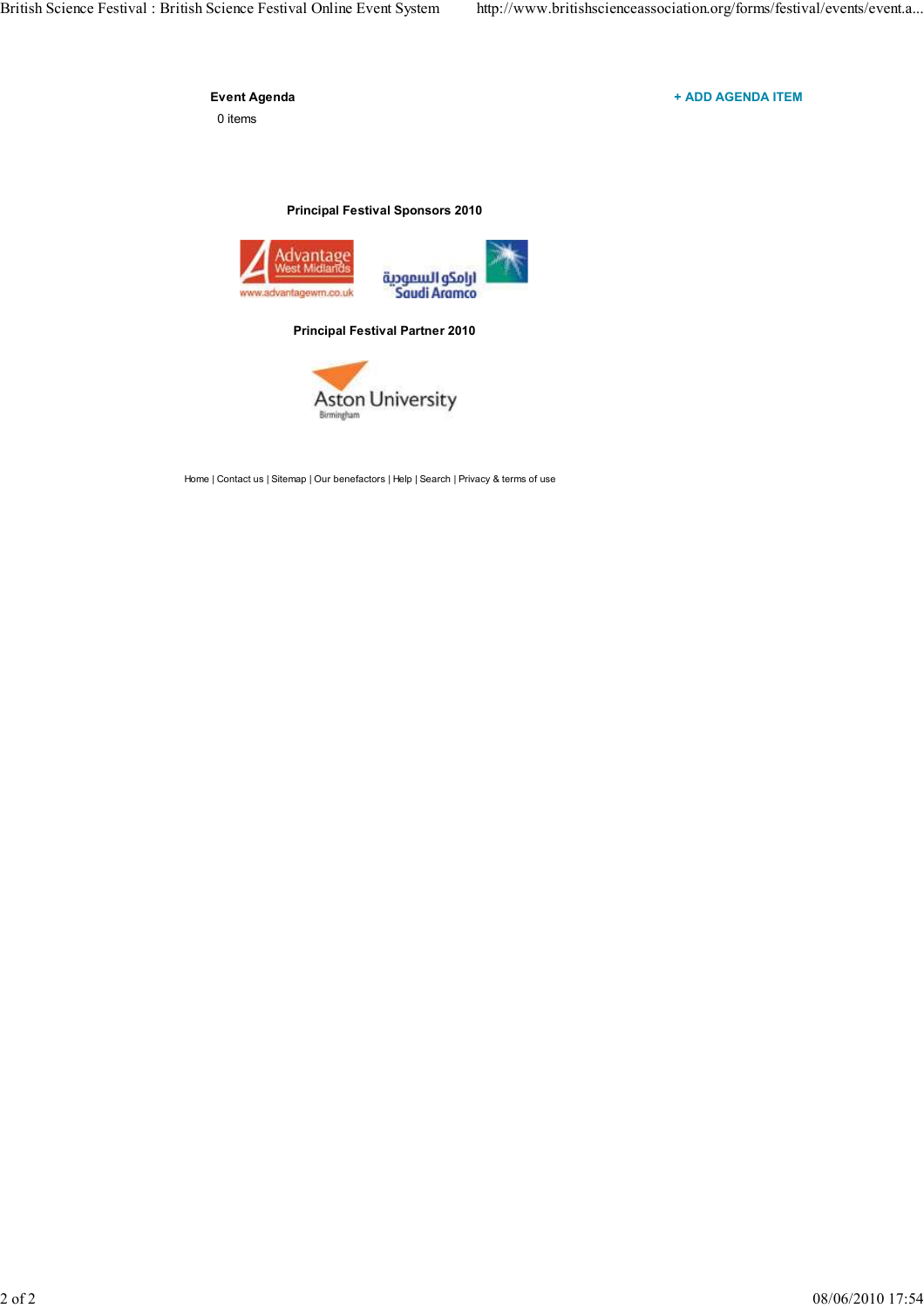**Event Agenda**

0 items

**+ ADD AGENDA ITEM**

**Principal Festival Sponsors 2010**

**Principal Festival Partner 2010**

Home | Contact us | Sitemap | Our benefactors | Help | Search | Privacy & terms of use